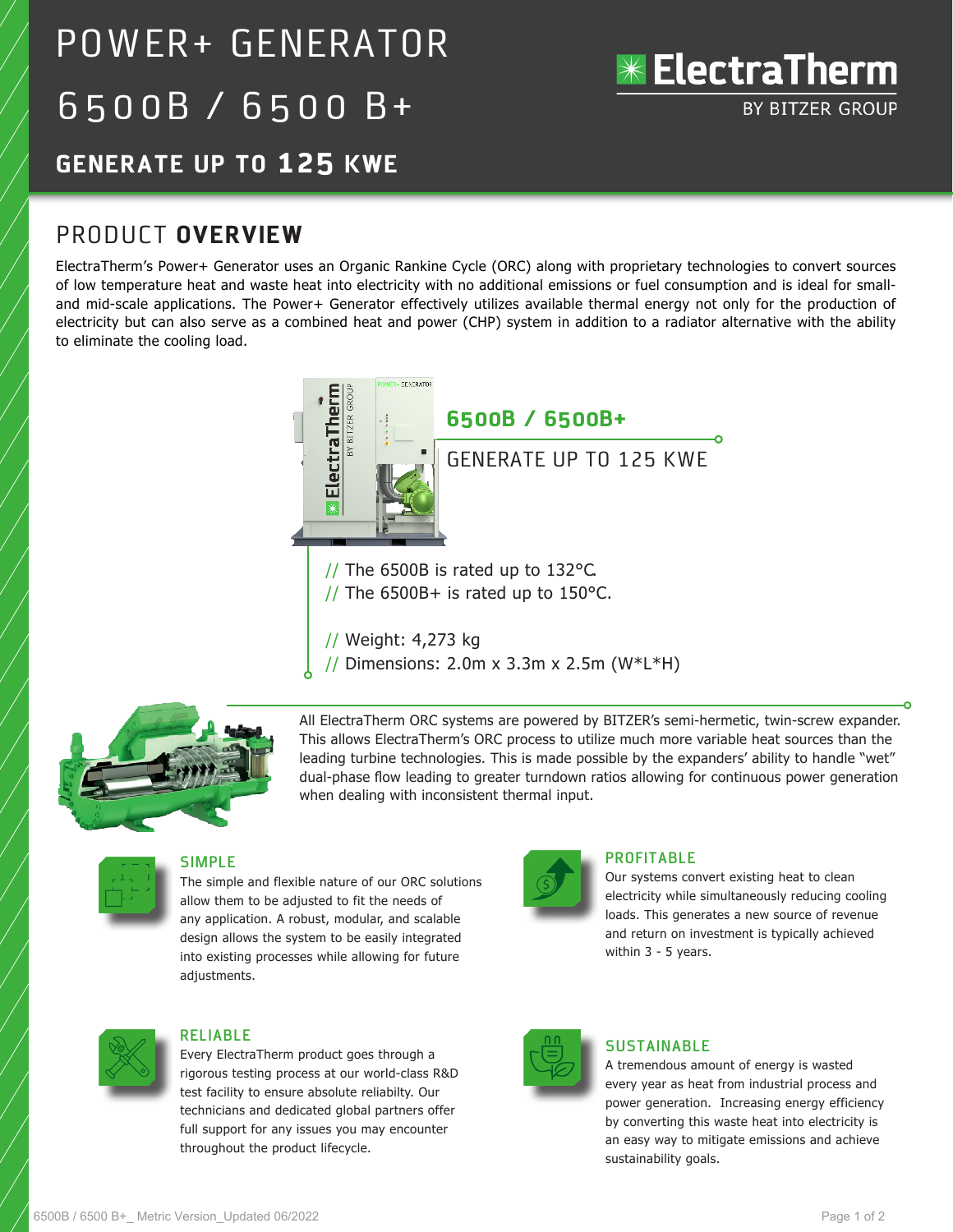# POWER+ GENERATOR 6500B / 6500 B+

## GENERATE UP TO 125 KWE

## PRODUCT OVERVIEW

ElectraTherm's Power+ Generator uses an Organic Rankine Cycle (ORC) along with proprietary technologies to convert sources of low temperature heat and waste heat into electricity with no additional emissions or fuel consumption and is ideal for small- and mid-scale applications. The Power+ Generator effectively utilizes available thermal energy not only for the production of electricity but can also serve as a combined heat and power (CHP) system in addition to a radiator alternative with the ability to eliminate the cooling load.

### 6500B / 6500B+

GENERATE UP TO 125 KWE

// The 6500B is rated up to 132°C.
// The 6500B+ is rated up to 150°C.

// Weight: 4,273 kg
// Dimensions: 2.0m x 3.3m x 2.5m (W*L*H)

All ElectraTherm ORC systems are powered by BITZER's semi-hermetic, twin-screw expander. This allows ElectraTherm's ORC process to utilize much more variable heat sources than the leading turbine technologies. This is made possible by the expanders' ability to handle "wet" dual-phase flow leading to greater turndown ratios allowing for continuous power generation when dealing with inconsistent thermal input.

### SIMPLE

The simple and flexible nature of our ORC solutions allow them to be adjusted to fit the needs of any application. A robust, modular, and scalable design allows the system to be easily integrated into existing processes while allowing for future adjustments.

### PROFITABLE

Our systems convert existing heat to clean electricity while simultaneously reducing cooling loads. This generates a new source of revenue and return on investment is typically achieved within 3 - 5 years.

### RELIABLE

Every ElectraTherm product goes through a rigorous testing process at our world-class R&D test facility to ensure absolute reliabilty. Our technicians and dedicated global partners offer full support for any issues you may encounter throughout the product lifecycle.

### SUSTAINABLE

A tremendous amount of energy is wasted every year as heat from industrial process and power generation. Increasing energy efficiency by converting this waste heat into electricity is an easy way to mitigate emissions and achieve sustainability goals.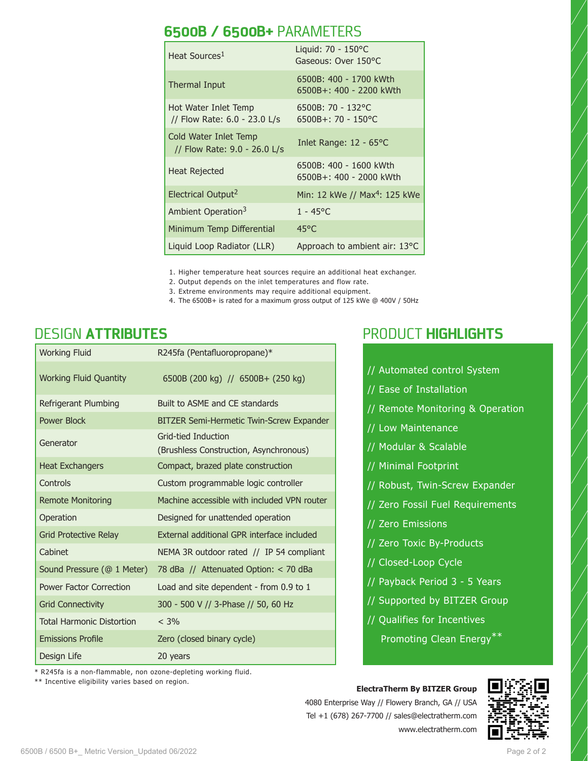## 6500B / 6500B+ PARAMETERS

| | |
|---|---|
| Heat Sources[1] | Liquid: 70 - 150°C<br>Gaseous: Over 150°C |
| Thermal Input | 6500B: 400 - 1700 kWth<br>6500B+: 400 - 2200 kWth |
| Hot Water Inlet Temp // Flow Rate: 6.0 - 23.0 L/s | 6500B: 70 - 132°C<br>6500B+: 70 - 150°C |
| Cold Water Inlet Temp // Flow Rate: 9.0 - 26.0 L/s | Inlet Range: 12 - 65°C |
| Heat Rejected | 6500B: 400 - 1600 kWth<br>6500B+: 400 - 2000 kWth |
| Electrical Output[2] | Min: 12 kWe // Max[4]: 125 kWe |
| Ambient Operation[3] | 1 - 45°C |
| Minimum Temp Differential | 45°C |
| Liquid Loop Radiator (LLR) | Approach to ambient air: 13°C |

1. Higher temperature heat sources require an additional heat exchanger.
2. Output depends on the inlet temperatures and flow rate.
3. Extreme environments may require additional equipment.
4. The 6500B+ is rated for a maximum gross output of 125 kWe @ 400V / 50Hz

## DESIGN ATTRIBUTES

| | |
|---|---|
| Working Fluid | R245fa (Pentafluoropropane)* |
| Working Fluid Quantity | 6500B (200 kg) // 6500B+ (250 kg) |
| Refrigerant Plumbing | Built to ASME and CE standards |
| Power Block | BITZER Semi-Hermetic Twin-Screw Expander |
| Generator | Grid-tied Induction (Brushless Construction, Asynchronous) |
| Heat Exchangers | Compact, brazed plate construction |
| Controls | Custom programmable logic controller |
| Remote Monitoring | Machine accessible with included VPN router |
| Operation | Designed for unattended operation |
| Grid Protective Relay | External additional GPR interface included |
| Cabinet | NEMA 3R outdoor rated // IP 54 compliant |
| Sound Pressure (@ 1 Meter) | 78 dBa // Attenuated Option: < 70 dBa |
| Power Factor Correction | Load and site dependent - from 0.9 to 1 |
| Grid Connectivity | 300 - 500 V // 3-Phase // 50, 60 Hz |
| Total Harmonic Distortion | < 3% |
| Emissions Profile | Zero (closed binary cycle) |
| Design Life | 20 years |

\* R245fa is a non-flammable, non ozone-depleting working fluid.

\*\* Incentive eligibility varies based on region.

## PRODUCT HIGHLIGHTS

- // Automated control System
- // Ease of Installation
- // Remote Monitoring & Operation
- // Low Maintenance
- // Modular & Scalable
- // Minimal Footprint
- // Robust, Twin-Screw Expander
- // Zero Fossil Fuel Requirements
- // Zero Emissions
- // Zero Toxic By-Products
- // Closed-Loop Cycle
- // Payback Period 3 - 5 Years
- // Supported by BITZER Group
- // Qualifies for Incentives Promoting Clean Energy**

**ElectraTherm By BITZER Group**
4080 Enterprise Way // Flowery Branch, GA // USA
Tel +1 (678) 267-7700 // sales@electratherm.com
www.electratherm.com